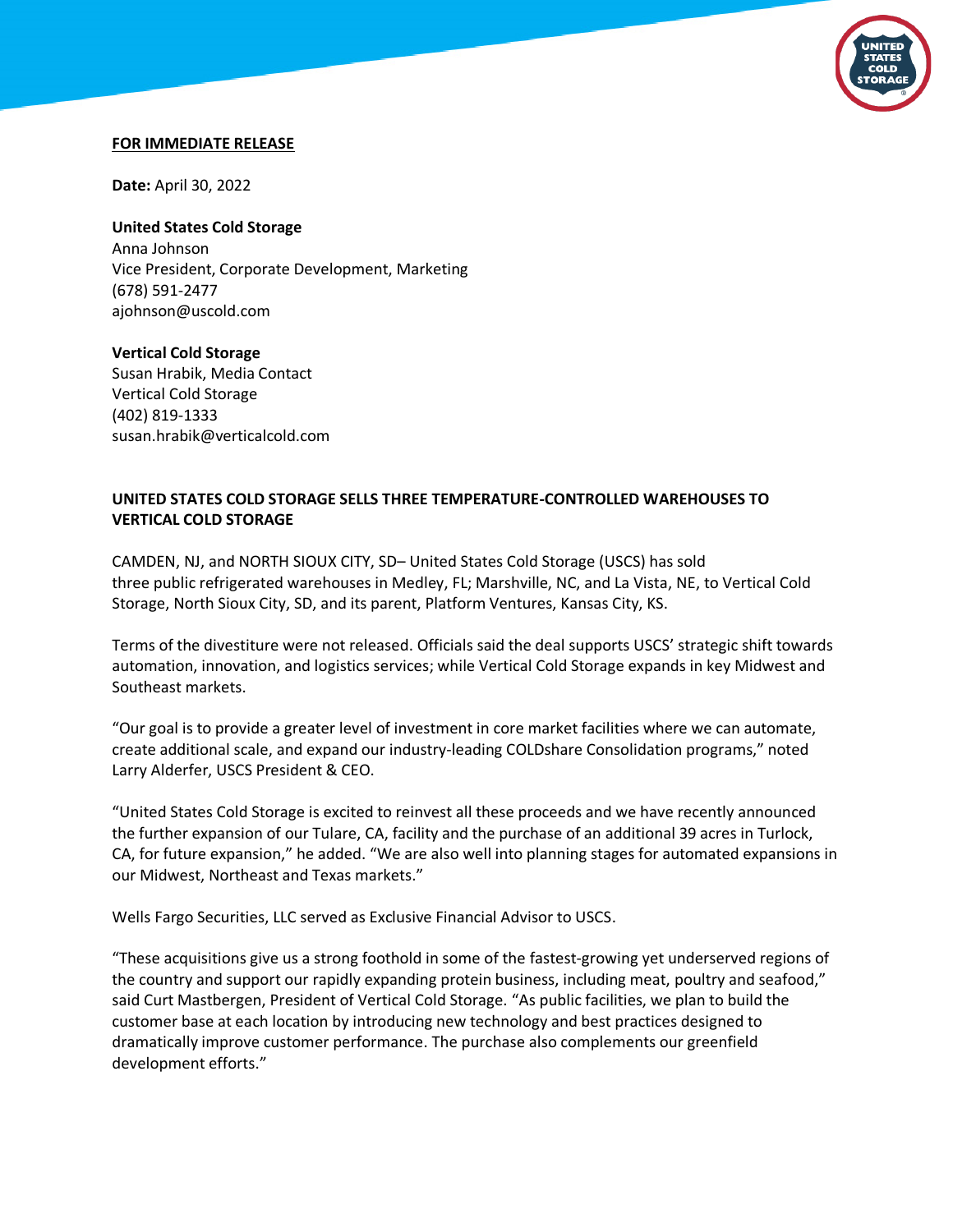**FOR IMMEDIATE RELEASE**

**Date:** April 30, 2022

**United States Cold Storage**
Anna Johnson
Vice President, Corporate Development, Marketing
(678) 591-2477
ajohnson@uscold.com

**Vertical Cold Storage**
Susan Hrabik, Media Contact
Vertical Cold Storage
(402) 819-1333
susan.hrabik@verticalcold.com

**UNITED STATES COLD STORAGE SELLS THREE TEMPERATURE-CONTROLLED WAREHOUSES TO VERTICAL COLD STORAGE**

CAMDEN, NJ, and NORTH SIOUX CITY, SD– United States Cold Storage (USCS) has sold three public refrigerated warehouses in Medley, FL; Marshville, NC, and La Vista, NE, to Vertical Cold Storage, North Sioux City, SD, and its parent, Platform Ventures, Kansas City, KS.

Terms of the divestiture were not released. Officials said the deal supports USCS' strategic shift towards automation, innovation, and logistics services; while Vertical Cold Storage expands in key Midwest and Southeast markets.

"Our goal is to provide a greater level of investment in core market facilities where we can automate, create additional scale, and expand our industry-leading COLDshare Consolidation programs," noted Larry Alderfer, USCS President & CEO.

"United States Cold Storage is excited to reinvest all these proceeds and we have recently announced the further expansion of our Tulare, CA, facility and the purchase of an additional 39 acres in Turlock, CA, for future expansion," he added. "We are also well into planning stages for automated expansions in our Midwest, Northeast and Texas markets."

Wells Fargo Securities, LLC served as Exclusive Financial Advisor to USCS.

"These acquisitions give us a strong foothold in some of the fastest-growing yet underserved regions of the country and support our rapidly expanding protein business, including meat, poultry and seafood," said Curt Mastbergen, President of Vertical Cold Storage. "As public facilities, we plan to build the customer base at each location by introducing new technology and best practices designed to dramatically improve customer performance. The purchase also complements our greenfield development efforts."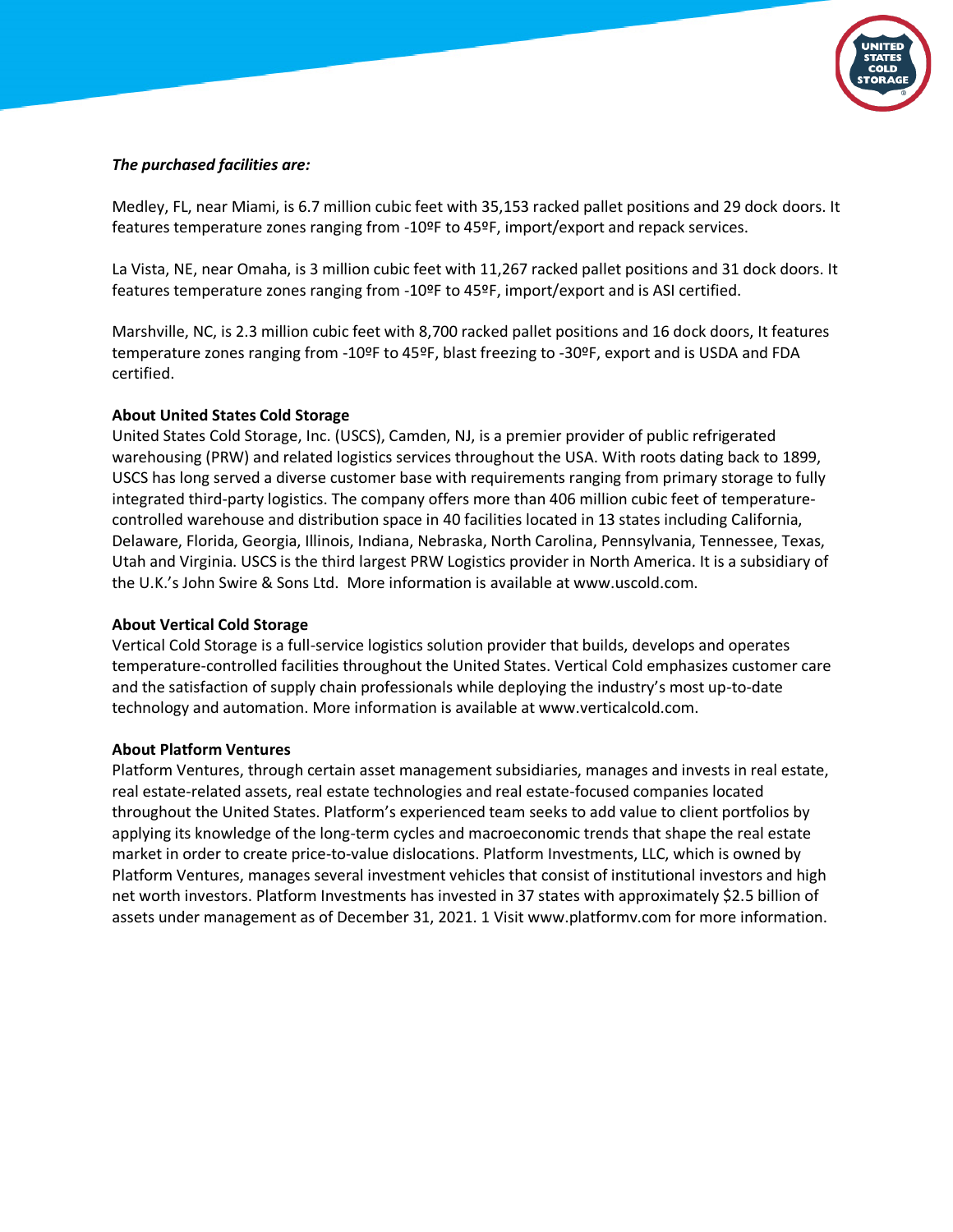***The purchased facilities are:***

Medley, FL, near Miami, is 6.7 million cubic feet with 35,153 racked pallet positions and 29 dock doors. It features temperature zones ranging from -10ºF to 45ºF, import/export and repack services.

La Vista, NE, near Omaha, is 3 million cubic feet with 11,267 racked pallet positions and 31 dock doors. It features temperature zones ranging from -10ºF to 45ºF, import/export and is ASI certified.

Marshville, NC, is 2.3 million cubic feet with 8,700 racked pallet positions and 16 dock doors, It features temperature zones ranging from -10ºF to 45ºF, blast freezing to -30ºF, export and is USDA and FDA certified.

**About United States Cold Storage**

United States Cold Storage, Inc. (USCS), Camden, NJ, is a premier provider of public refrigerated warehousing (PRW) and related logistics services throughout the USA. With roots dating back to 1899, USCS has long served a diverse customer base with requirements ranging from primary storage to fully integrated third-party logistics. The company offers more than 406 million cubic feet of temperature-controlled warehouse and distribution space in 40 facilities located in 13 states including California, Delaware, Florida, Georgia, Illinois, Indiana, Nebraska, North Carolina, Pennsylvania, Tennessee, Texas, Utah and Virginia. USCS is the third largest PRW Logistics provider in North America. It is a subsidiary of the U.K.'s John Swire & Sons Ltd. More information is available at www.uscold.com.

**About Vertical Cold Storage**

Vertical Cold Storage is a full-service logistics solution provider that builds, develops and operates temperature-controlled facilities throughout the United States. Vertical Cold emphasizes customer care and the satisfaction of supply chain professionals while deploying the industry's most up-to-date technology and automation. More information is available at www.verticalcold.com.

**About Platform Ventures**

Platform Ventures, through certain asset management subsidiaries, manages and invests in real estate, real estate-related assets, real estate technologies and real estate-focused companies located throughout the United States. Platform's experienced team seeks to add value to client portfolios by applying its knowledge of the long-term cycles and macroeconomic trends that shape the real estate market in order to create price-to-value dislocations. Platform Investments, LLC, which is owned by Platform Ventures, manages several investment vehicles that consist of institutional investors and high net worth investors. Platform Investments has invested in 37 states with approximately $2.5 billion of assets under management as of December 31, 2021. 1 Visit www.platformv.com for more information.